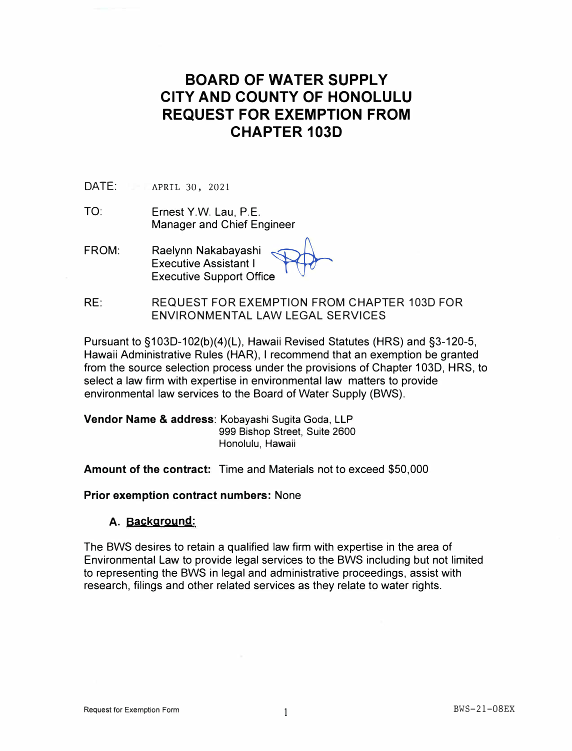# BOARD OF WATER SUPPLY
# CITY AND COUNTY OF HONOLULU
# REQUEST FOR EXEMPTION FROM CHAPTER 103D

DATE: APRIL 30, 2021

TO: Ernest Y.W. Lau, P.E.
Manager and Chief Engineer

FROM: Raelynn Nakabayashi
Executive Assistant I
Executive Support Office

RE: REQUEST FOR EXEMPTION FROM CHAPTER 103D FOR ENVIRONMENTAL LAW LEGAL SERVICES

Pursuant to §103D-102(b)(4)(L), Hawaii Revised Statutes (HRS) and §3-120-5, Hawaii Administrative Rules (HAR), I recommend that an exemption be granted from the source selection process under the provisions of Chapter 103D, HRS, to select a law firm with expertise in environmental law matters to provide environmental law services to the Board of Water Supply (BWS).

**Vendor Name & address**: Kobayashi Sugita Goda, LLP
999 Bishop Street, Suite 2600
Honolulu, Hawaii

**Amount of the contract:** Time and Materials not to exceed $50,000

**Prior exemption contract numbers:** None

### A. Background:

The BWS desires to retain a qualified law firm with expertise in the area of Environmental Law to provide legal services to the BWS including but not limited to representing the BWS in legal and administrative proceedings, assist with research, filings and other related services as they relate to water rights.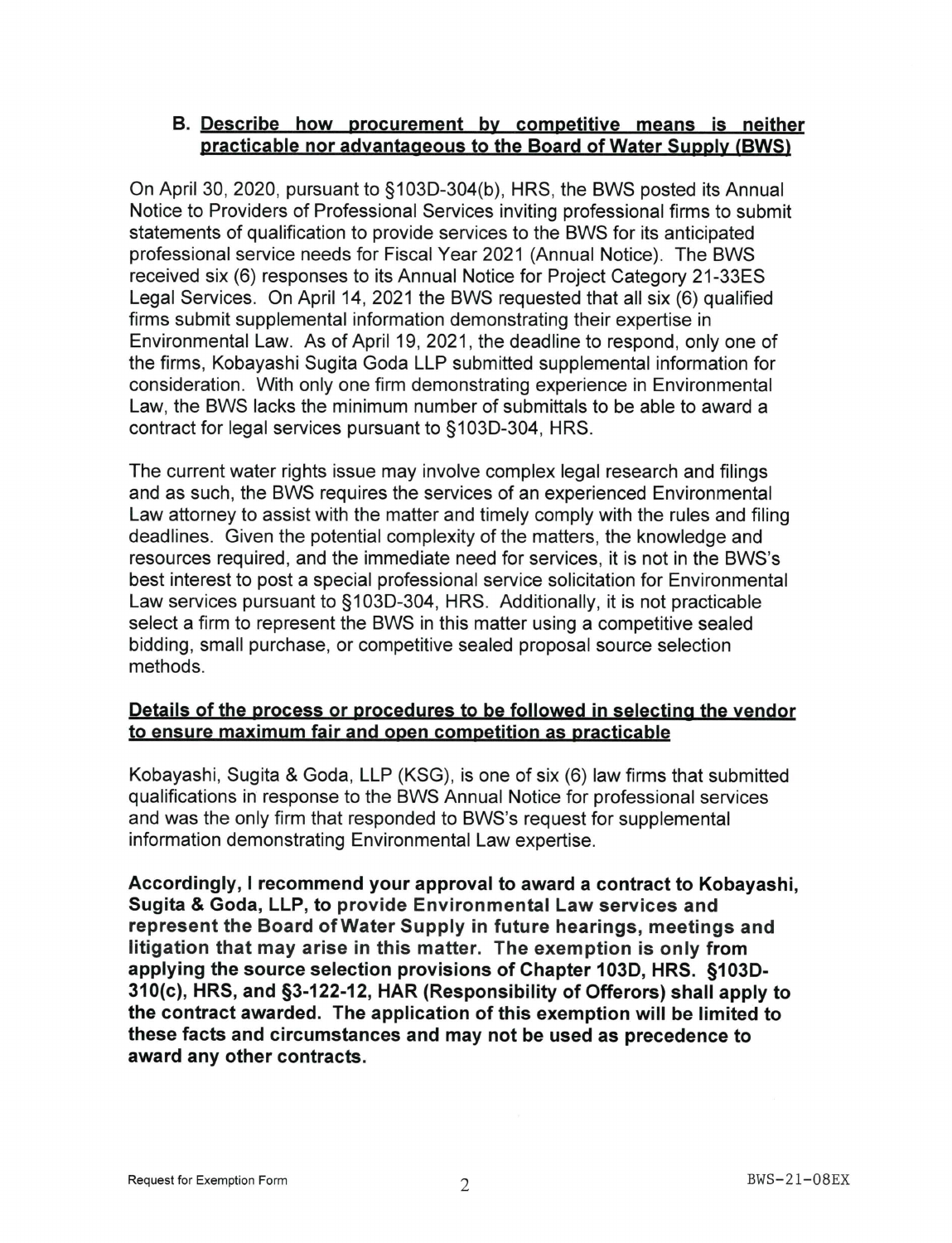## B. Describe how procurement by competitive means is neither practicable nor advantageous to the Board of Water Supply (BWS)

On April 30, 2020, pursuant to §103D-304(b), HRS, the BWS posted its Annual Notice to Providers of Professional Services inviting professional firms to submit statements of qualification to provide services to the BWS for its anticipated professional service needs for Fiscal Year 2021 (Annual Notice). The BWS received six (6) responses to its Annual Notice for Project Category 21-33ES Legal Services. On April 14, 2021 the BWS requested that all six (6) qualified firms submit supplemental information demonstrating their expertise in Environmental Law. As of April 19, 2021, the deadline to respond, only one of the firms, Kobayashi Sugita Goda LLP submitted supplemental information for consideration. With only one firm demonstrating experience in Environmental Law, the BWS lacks the minimum number of submittals to be able to award a contract for legal services pursuant to §103D-304, HRS.

The current water rights issue may involve complex legal research and filings and as such, the BWS requires the services of an experienced Environmental Law attorney to assist with the matter and timely comply with the rules and filing deadlines. Given the potential complexity of the matters, the knowledge and resources required, and the immediate need for services, it is not in the BWS's best interest to post a special professional service solicitation for Environmental Law services pursuant to §103D-304, HRS. Additionally, it is not practicable select a firm to represent the BWS in this matter using a competitive sealed bidding, small purchase, or competitive sealed proposal source selection methods.

## Details of the process or procedures to be followed in selecting the vendor to ensure maximum fair and open competition as practicable

Kobayashi, Sugita & Goda, LLP (KSG), is one of six (6) law firms that submitted qualifications in response to the BWS Annual Notice for professional services and was the only firm that responded to BWS's request for supplemental information demonstrating Environmental Law expertise.

**Accordingly, I recommend your approval to award a contract to Kobayashi, Sugita & Goda, LLP, to provide Environmental Law services and represent the Board of Water Supply in future hearings, meetings and litigation that may arise in this matter. The exemption is only from applying the source selection provisions of Chapter 103D, HRS. §103D-310(c), HRS, and §3-122-12, HAR (Responsibility of Offerors) shall apply to the contract awarded. The application of this exemption will be limited to these facts and circumstances and may not be used as precedence to award any other contracts.**

Request for Exemption Form BWS-21-08EX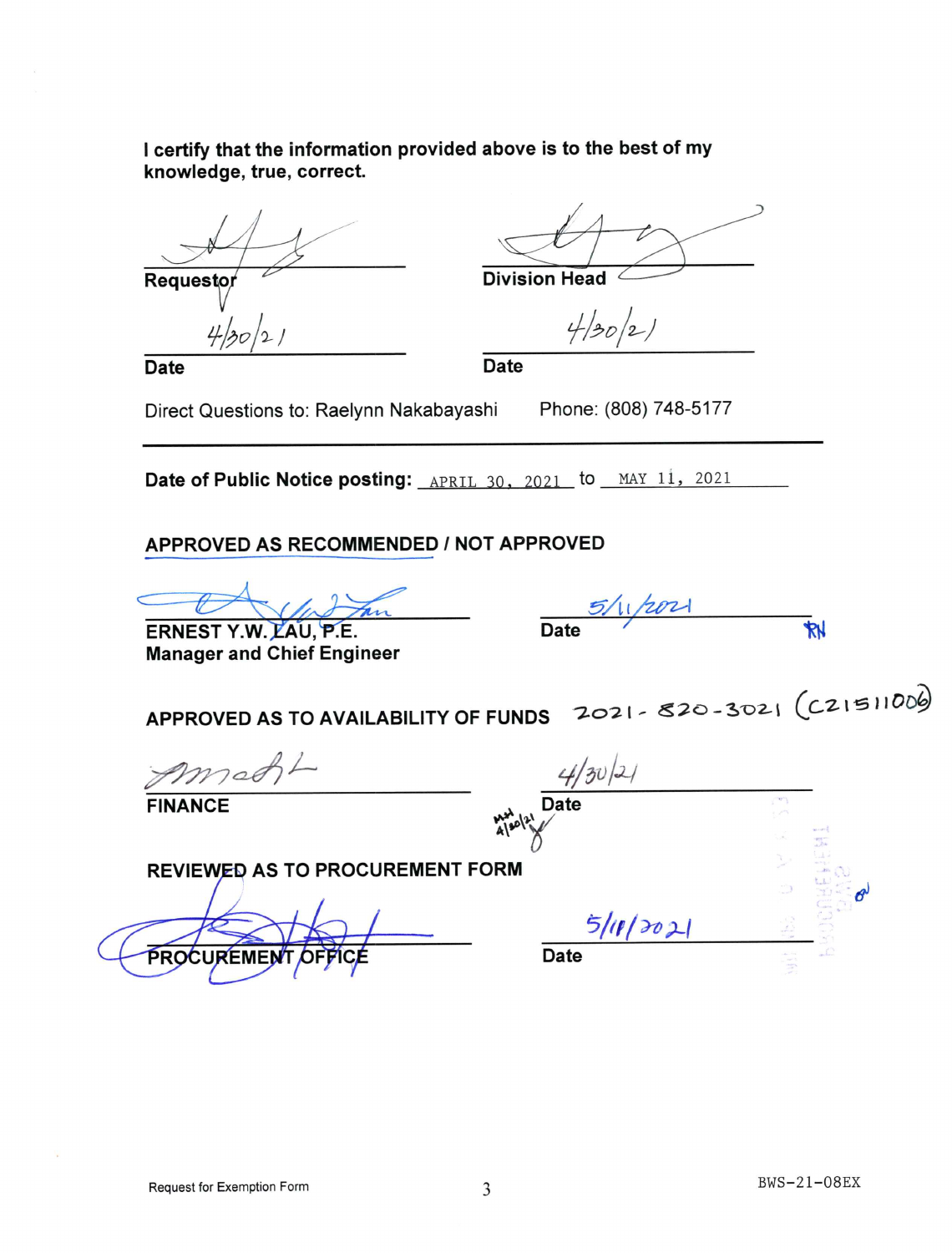**I certify that the information provided above is to the best of my knowledge, true, correct.**

| | |
|---|---|
| **Requestor** | **Division Head** |
| 4/30/21 | 4/30/21 |
| **Date** | **Date** |

Direct Questions to: Raelynn Nakabayashi    Phone: (808) 748-5177

---

**Date of Public Notice posting:** APRIL 30, 2021 to MAY 11, 2021

**APPROVED AS RECOMMENDED / NOT APPROVED**

**ERNEST Y.W. LAU, P.E.**
**Manager and Chief Engineer**

5/11/2021
**Date**

**APPROVED AS TO AVAILABILITY OF FUNDS** 2021-820-3021 (C21511006)

**FINANCE**

4/30/21
**Date**

**REVIEWED AS TO PROCUREMENT FORM**

**PROCUREMENT OFFICE**

5/11/2021
**Date**

BWS-21-08EX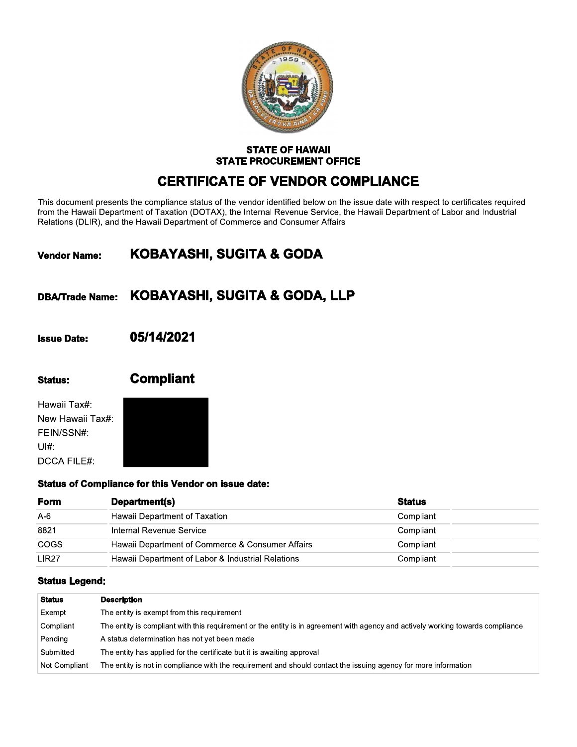**STATE OF HAWAII**
**STATE PROCUREMENT OFFICE**

# CERTIFICATE OF VENDOR COMPLIANCE

This document presents the compliance status of the vendor identified below on the issue date with respect to certificates required from the Hawaii Department of Taxation (DOTAX), the Internal Revenue Service, the Hawaii Department of Labor and Industrial Relations (DLIR), and the Hawaii Department of Commerce and Consumer Affairs

**Vendor Name:** **KOBAYASHI, SUGITA & GODA**

**DBA/Trade Name:** **KOBAYASHI, SUGITA & GODA, LLP**

**Issue Date:** **05/14/2021**

**Status:** **Compliant**

Hawaii Tax#:
New Hawaii Tax#:
FEIN/SSN#:
UI#:
DCCA FILE#:

### Status of Compliance for this Vendor on issue date:

| Form | Department(s) | Status |
|---|---|---|
| A-6 | Hawaii Department of Taxation | Compliant |
| 8821 | Internal Revenue Service | Compliant |
| COGS | Hawaii Department of Commerce & Consumer Affairs | Compliant |
| LIR27 | Hawaii Department of Labor & Industrial Relations | Compliant |

### Status Legend:

| Status | Description |
|---|---|
| Exempt | The entity is exempt from this requirement |
| Compliant | The entity is compliant with this requirement or the entity is in agreement with agency and actively working towards compliance |
| Pending | A status determination has not yet been made |
| Submitted | The entity has applied for the certificate but it is awaiting approval |
| Not Compliant | The entity is not in compliance with the requirement and should contact the issuing agency for more information |